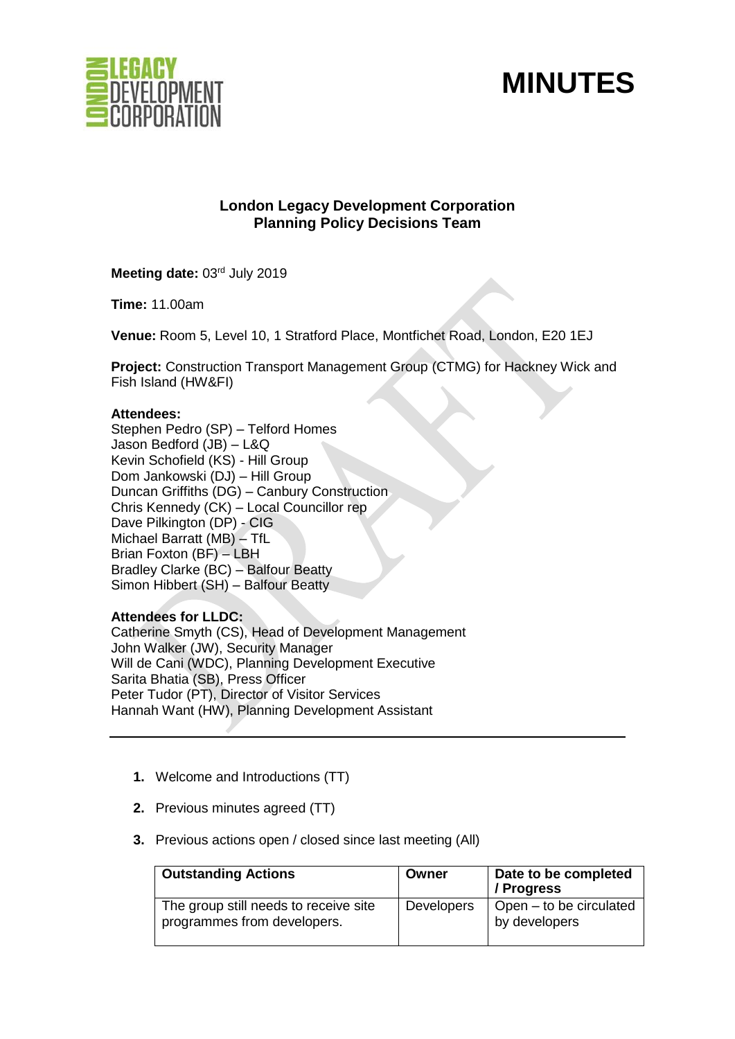# MINUTES

**London Legacy Development Corporation**
**Planning Policy Decisions Team**

**Meeting date:** 03rd July 2019

**Time:** 11.00am

**Venue:** Room 5, Level 10, 1 Stratford Place, Montfichet Road, London, E20 1EJ

**Project:** Construction Transport Management Group (CTMG) for Hackney Wick and Fish Island (HW&FI)

**Attendees:**
Stephen Pedro (SP) – Telford Homes
Jason Bedford (JB) – L&Q
Kevin Schofield (KS) - Hill Group
Dom Jankowski (DJ) – Hill Group
Duncan Griffiths (DG) – Canbury Construction
Chris Kennedy (CK) – Local Councillor rep
Dave Pilkington (DP) - CIG
Michael Barratt (MB) – TfL
Brian Foxton (BF) – LBH
Bradley Clarke (BC) – Balfour Beatty
Simon Hibbert (SH) – Balfour Beatty

**Attendees for LLDC:**
Catherine Smyth (CS), Head of Development Management
John Walker (JW), Security Manager
Will de Cani (WDC), Planning Development Executive
Sarita Bhatia (SB), Press Officer
Peter Tudor (PT), Director of Visitor Services
Hannah Want (HW), Planning Development Assistant

---

1. Welcome and Introductions (TT)
2. Previous minutes agreed (TT)
3. Previous actions open / closed since last meeting (All)

| Outstanding Actions | Owner | Date to be completed / Progress |
|---|---|---|
| The group still needs to receive site programmes from developers. | Developers | Open – to be circulated by developers |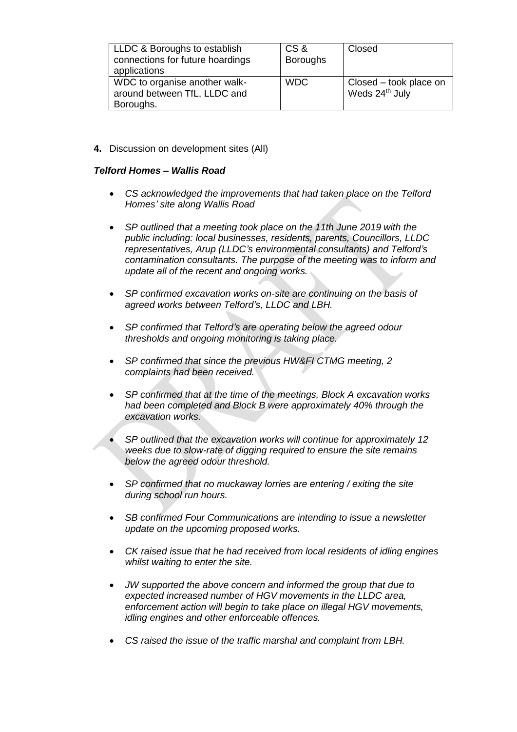| LLDC & Boroughs to establish connections for future hoardings applications | CS & Boroughs | Closed |
|---|---|---|
| WDC to organise another walk-around between TfL, LLDC and Boroughs. | WDC | Closed – took place on Weds 24th July |

**4.** Discussion on development sites (All)

***Telford Homes – Wallis Road***

- *CS acknowledged the improvements that had taken place on the Telford Homes' site along Wallis Road*
- *SP outlined that a meeting took place on the 11th June 2019 with the public including: local businesses, residents, parents, Councillors, LLDC representatives, Arup (LLDC's environmental consultants) and Telford's contamination consultants. The purpose of the meeting was to inform and update all of the recent and ongoing works.*
- *SP confirmed excavation works on-site are continuing on the basis of agreed works between Telford's, LLDC and LBH.*
- *SP confirmed that Telford's are operating below the agreed odour thresholds and ongoing monitoring is taking place.*
- *SP confirmed that since the previous HW&FI CTMG meeting, 2 complaints had been received.*
- *SP confirmed that at the time of the meetings, Block A excavation works had been completed and Block B were approximately 40% through the excavation works.*
- *SP outlined that the excavation works will continue for approximately 12 weeks due to slow-rate of digging required to ensure the site remains below the agreed odour threshold.*
- *SP confirmed that no muckaway lorries are entering / exiting the site during school run hours.*
- *SB confirmed Four Communications are intending to issue a newsletter update on the upcoming proposed works.*
- *CK raised issue that he had received from local residents of idling engines whilst waiting to enter the site.*
- *JW supported the above concern and informed the group that due to expected increased number of HGV movements in the LLDC area, enforcement action will begin to take place on illegal HGV movements, idling engines and other enforceable offences.*
- *CS raised the issue of the traffic marshal and complaint from LBH.*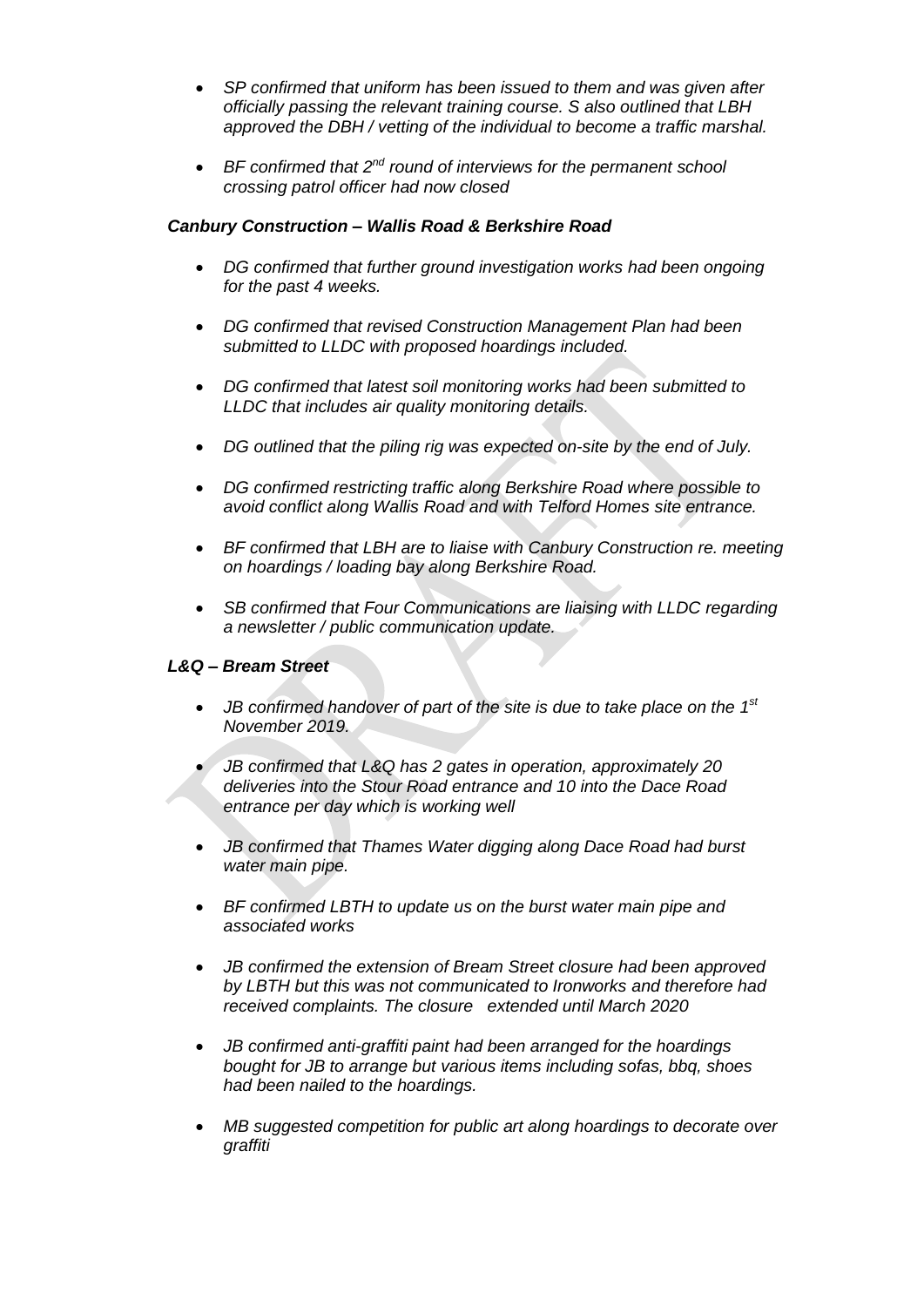- *SP confirmed that uniform has been issued to them and was given after officially passing the relevant training course. S also outlined that LBH approved the DBH / vetting of the individual to become a traffic marshal.*

- *BF confirmed that 2nd round of interviews for the permanent school crossing patrol officer had now closed*

***Canbury Construction – Wallis Road & Berkshire Road***

- *DG confirmed that further ground investigation works had been ongoing for the past 4 weeks.*

- *DG confirmed that revised Construction Management Plan had been submitted to LLDC with proposed hoardings included.*

- *DG confirmed that latest soil monitoring works had been submitted to LLDC that includes air quality monitoring details.*

- *DG outlined that the piling rig was expected on-site by the end of July.*

- *DG confirmed restricting traffic along Berkshire Road where possible to avoid conflict along Wallis Road and with Telford Homes site entrance.*

- *BF confirmed that LBH are to liaise with Canbury Construction re. meeting on hoardings / loading bay along Berkshire Road.*

- *SB confirmed that Four Communications are liaising with LLDC regarding a newsletter / public communication update.*

***L&Q – Bream Street***

- *JB confirmed handover of part of the site is due to take place on the 1st November 2019.*

- *JB confirmed that L&Q has 2 gates in operation, approximately 20 deliveries into the Stour Road entrance and 10 into the Dace Road entrance per day which is working well*

- *JB confirmed that Thames Water digging along Dace Road had burst water main pipe.*

- *BF confirmed LBTH to update us on the burst water main pipe and associated works*

- *JB confirmed the extension of Bream Street closure had been approved by LBTH but this was not communicated to Ironworks and therefore had received complaints. The closure extended until March 2020*

- *JB confirmed anti-graffiti paint had been arranged for the hoardings bought for JB to arrange but various items including sofas, bbq, shoes had been nailed to the hoardings.*

- *MB suggested competition for public art along hoardings to decorate over graffiti*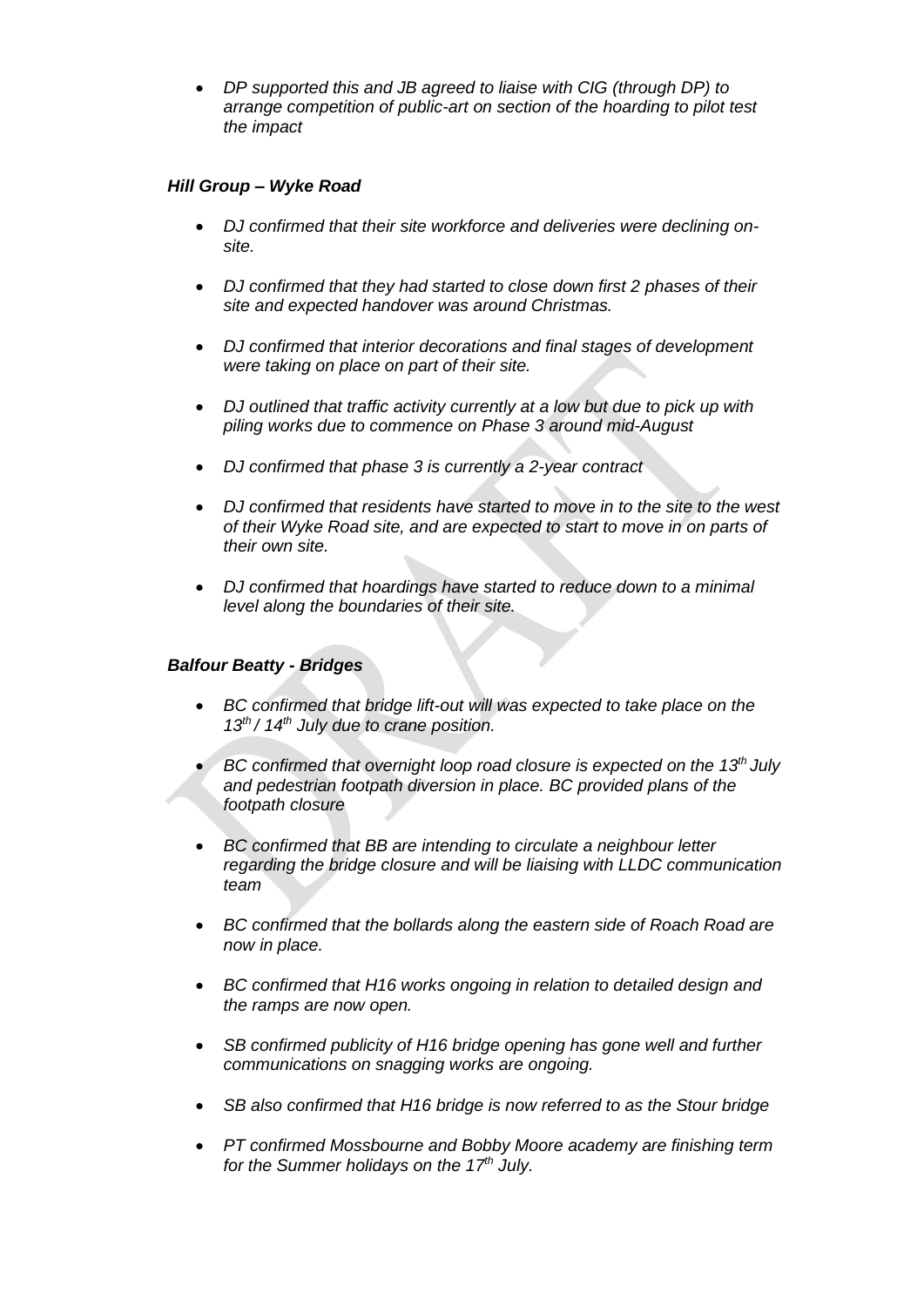- *DP supported this and JB agreed to liaise with CIG (through DP) to arrange competition of public-art on section of the hoarding to pilot test the impact*

### *Hill Group – Wyke Road*

- *DJ confirmed that their site workforce and deliveries were declining on-site.*
- *DJ confirmed that they had started to close down first 2 phases of their site and expected handover was around Christmas.*
- *DJ confirmed that interior decorations and final stages of development were taking on place on part of their site.*
- *DJ outlined that traffic activity currently at a low but due to pick up with piling works due to commence on Phase 3 around mid-August*
- *DJ confirmed that phase 3 is currently a 2-year contract*
- *DJ confirmed that residents have started to move in to the site to the west of their Wyke Road site, and are expected to start to move in on parts of their own site.*
- *DJ confirmed that hoardings have started to reduce down to a minimal level along the boundaries of their site.*

### *Balfour Beatty - Bridges*

- *BC confirmed that bridge lift-out will was expected to take place on the 13th / 14th July due to crane position.*
- *BC confirmed that overnight loop road closure is expected on the 13th July and pedestrian footpath diversion in place. BC provided plans of the footpath closure*
- *BC confirmed that BB are intending to circulate a neighbour letter regarding the bridge closure and will be liaising with LLDC communication team*
- *BC confirmed that the bollards along the eastern side of Roach Road are now in place.*
- *BC confirmed that H16 works ongoing in relation to detailed design and the ramps are now open.*
- *SB confirmed publicity of H16 bridge opening has gone well and further communications on snagging works are ongoing.*
- *SB also confirmed that H16 bridge is now referred to as the Stour bridge*
- *PT confirmed Mossbourne and Bobby Moore academy are finishing term for the Summer holidays on the 17th July.*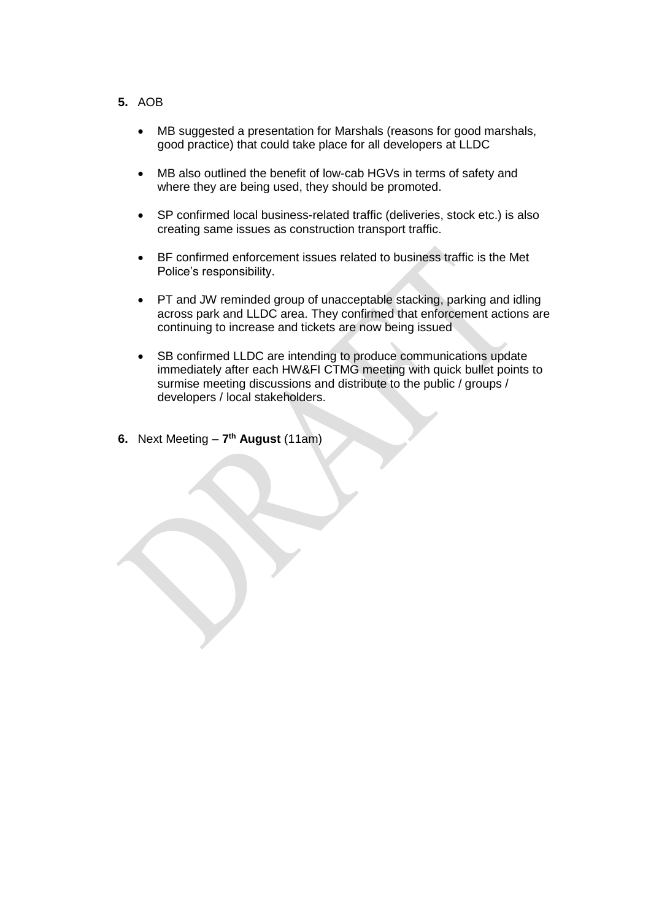**5.** AOB

- MB suggested a presentation for Marshals (reasons for good marshals, good practice) that could take place for all developers at LLDC
- MB also outlined the benefit of low-cab HGVs in terms of safety and where they are being used, they should be promoted.
- SP confirmed local business-related traffic (deliveries, stock etc.) is also creating same issues as construction transport traffic.
- BF confirmed enforcement issues related to business traffic is the Met Police's responsibility.
- PT and JW reminded group of unacceptable stacking, parking and idling across park and LLDC area. They confirmed that enforcement actions are continuing to increase and tickets are now being issued
- SB confirmed LLDC are intending to produce communications update immediately after each HW&FI CTMG meeting with quick bullet points to surmise meeting discussions and distribute to the public / groups / developers / local stakeholders.

**6.** Next Meeting – **7th August** (11am)